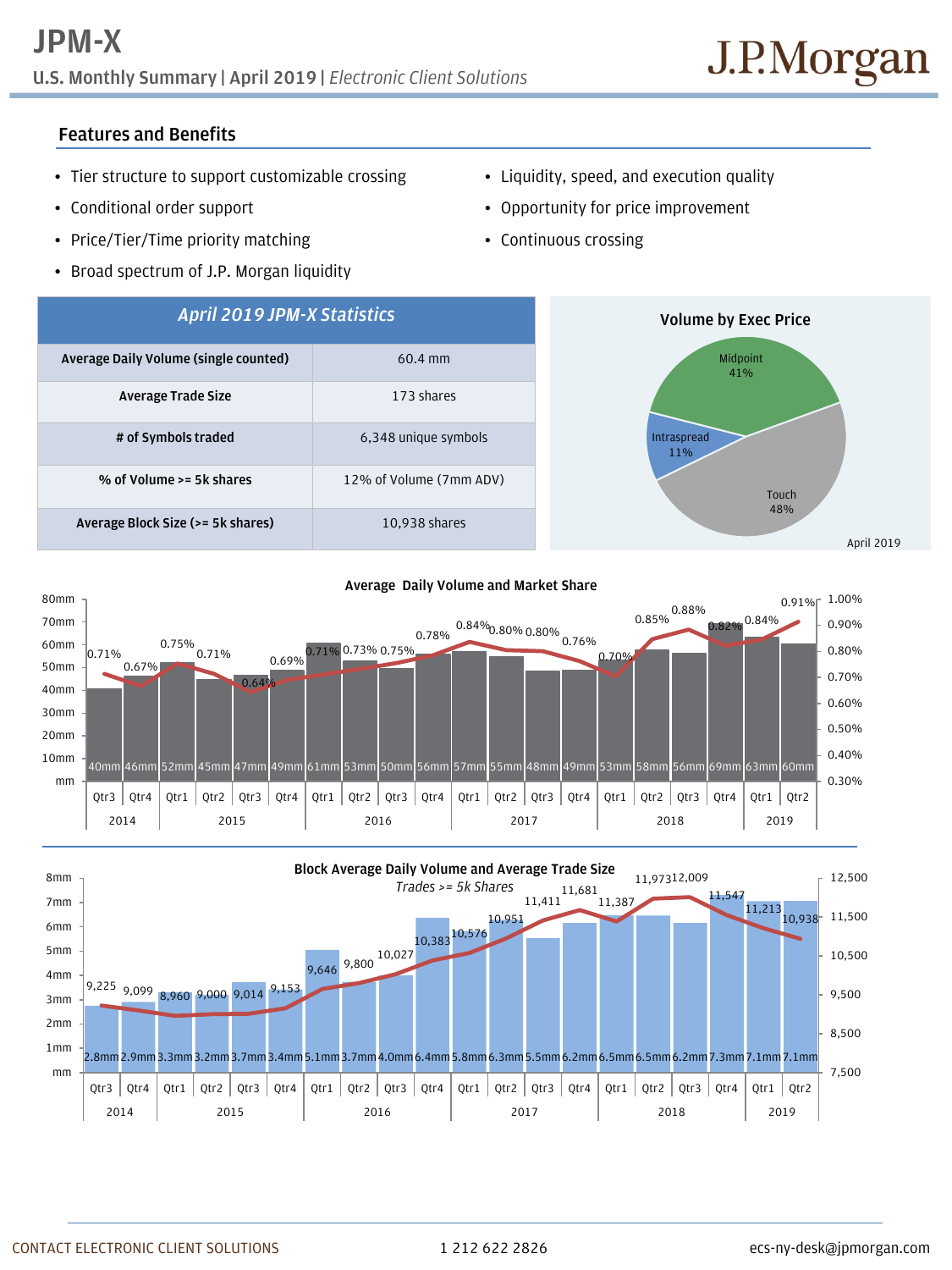# JPM-X

**U.S. Monthly Summary | April 2019 |** *Electronic Client Solutions*

J.P.Morgan

## Features and Benefits

- Tier structure to support customizable crossing
- Conditional order support
- Price/Tier/Time priority matching
- Broad spectrum of J.P. Morgan liquidity
- Liquidity, speed, and execution quality
- Opportunity for price improvement
- Continuous crossing

| *April 2019 JPM-X Statistics* | |
|---|---|
| **Average Daily Volume (single counted)** | 60.4 mm |
| **Average Trade Size** | 173 shares |
| **# of Symbols traded** | 6,348 unique symbols |
| **% of Volume >= 5k shares** | 12% of Volume (7mm ADV) |
| **Average Block Size (>= 5k shares)** | 10,938 shares |

**Volume by Exec Price**

| Exec Price | Share |
|---|---|
| Midpoint | 41% |
| Intraspread | 11% |
| Touch | 48% |

April 2019

**Average Daily Volume and Market Share**

| Year | Quarter | ADV | Market Share |
|---|---|---|---|
| 2014 | Qtr3 | 40mm | 0.71% |
| 2014 | Qtr4 | 46mm | 0.67% |
| 2015 | Qtr1 | 52mm | 0.75% |
| 2015 | Qtr2 | 45mm | 0.71% |
| 2015 | Qtr3 | 47mm | 0.64% |
| 2015 | Qtr4 | 49mm | 0.69% |
| 2016 | Qtr1 | 61mm | 0.71% |
| 2016 | Qtr2 | 53mm | 0.73% |
| 2016 | Qtr3 | 50mm | 0.75% |
| 2016 | Qtr4 | 56mm | 0.78% |
| 2017 | Qtr1 | 57mm | 0.84% |
| 2017 | Qtr2 | 55mm | 0.80% |
| 2017 | Qtr3 | 48mm | 0.80% |
| 2017 | Qtr4 | 49mm | 0.76% |
| 2018 | Qtr1 | 53mm | 0.70% |
| 2018 | Qtr2 | 58mm | 0.85% |
| 2018 | Qtr3 | 56mm | 0.88% |
| 2018 | Qtr4 | 69mm | 0.82% |
| 2019 | Qtr1 | 63mm | 0.84% |
| 2019 | Qtr2 | 60mm | 0.91% |

**Block Average Daily Volume and Average Trade Size**

*Trades >= 5k Shares*

| Year | Quarter | Block ADV | Average Trade Size |
|---|---|---|---|
| 2014 | Qtr3 | 2.8mm | 9,225 |
| 2014 | Qtr4 | 2.9mm | 9,099 |
| 2015 | Qtr1 | 3.3mm | 8,960 |
| 2015 | Qtr2 | 3.2mm | 9,000 |
| 2015 | Qtr3 | 3.7mm | 9,014 |
| 2015 | Qtr4 | 3.4mm | 9,153 |
| 2016 | Qtr1 | 5.1mm | 9,646 |
| 2016 | Qtr2 | 3.7mm | 9,800 |
| 2016 | Qtr3 | 4.0mm | 10,027 |
| 2016 | Qtr4 | 6.4mm | 10,383 |
| 2017 | Qtr1 | 5.8mm | 10,576 |
| 2017 | Qtr2 | 6.3mm | 10,951 |
| 2017 | Qtr3 | 5.5mm | 11,411 |
| 2017 | Qtr4 | 6.2mm | 11,681 |
| 2018 | Qtr1 | 6.5mm | 11,387 |
| 2018 | Qtr2 | 6.5mm | 11,973 |
| 2018 | Qtr3 | 6.2mm | 12,009 |
| 2018 | Qtr4 | 7.3mm | 11,547 |
| 2019 | Qtr1 | 7.1mm | 11,213 |
| 2019 | Qtr2 | 7.1mm | 10,938 |

CONTACT ELECTRONIC CLIENT SOLUTIONS 1 212 622 2826 ecs-ny-desk@jpmorgan.com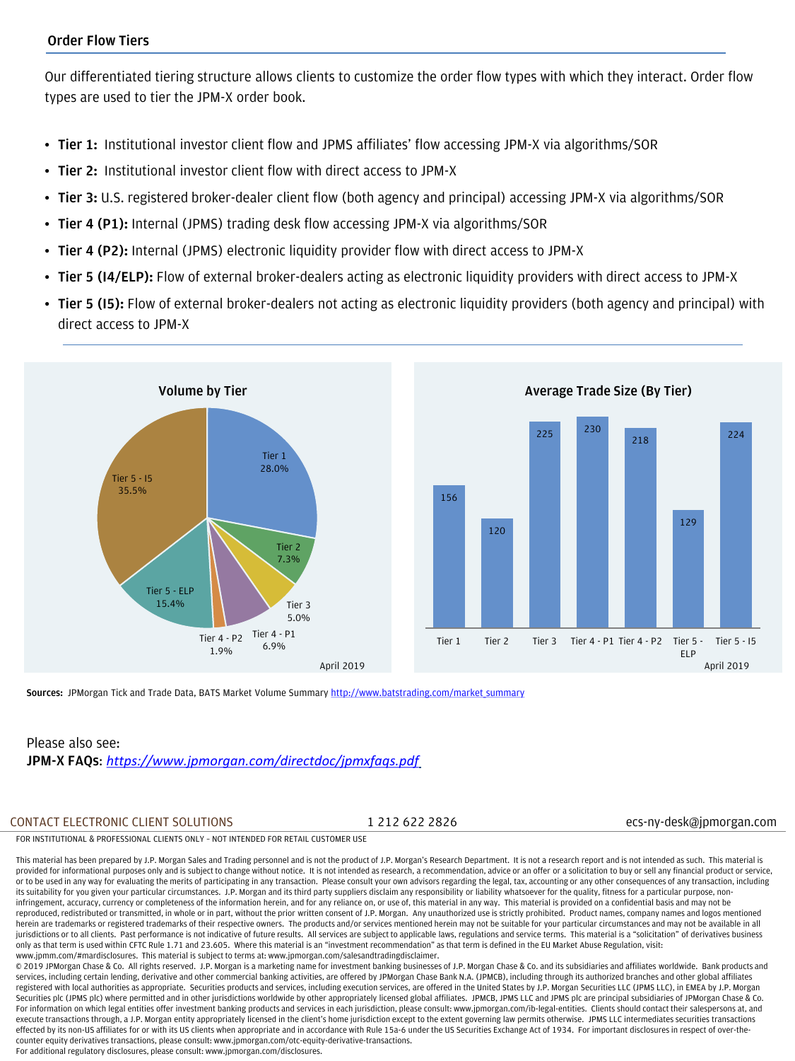## Order Flow Tiers

Our differentiated tiering structure allows clients to customize the order flow types with which they interact. Order flow types are used to tier the JPM-X order book.

- **Tier 1:** Institutional investor client flow and JPMS affiliates' flow accessing JPM-X via algorithms/SOR
- **Tier 2:** Institutional investor client flow with direct access to JPM-X
- **Tier 3:** U.S. registered broker-dealer client flow (both agency and principal) accessing JPM-X via algorithms/SOR
- **Tier 4 (P1):** Internal (JPMS) trading desk flow accessing JPM-X via algorithms/SOR
- **Tier 4 (P2):** Internal (JPMS) electronic liquidity provider flow with direct access to JPM-X
- **Tier 5 (I4/ELP):** Flow of external broker-dealers acting as electronic liquidity providers with direct access to JPM-X
- **Tier 5 (I5):** Flow of external broker-dealers not acting as electronic liquidity providers (both agency and principal) with direct access to JPM-X

**Volume by Tier**

Tier 1
28.0%
Tier 2
7.3%
Tier 3
5.0%
Tier 4 - P1
6.9%
Tier 4 - P2
1.9%
Tier 5 - ELP
15.4%
Tier 5 - I5
35.5%

April 2019

**Average Trade Size (By Tier)**

156
120
225
230
218
129
224

Tier 1
Tier 2
Tier 3
Tier 4 - P1
Tier 4 - P2
Tier 5 - ELP
Tier 5 - I5

April 2019

**Sources:** JPMorgan Tick and Trade Data, BATS Market Volume Summary http://www.batstrading.com/market_summary

Please also see:
**JPM-X FAQs**: *https://www.jpmorgan.com/directdoc/jpmxfaqs.pdf*

CONTACT ELECTRONIC CLIENT SOLUTIONS 1 212 622 2826 ecs-ny-desk@jpmorgan.com

FOR INSTITUTIONAL & PROFESSIONAL CLIENTS ONLY – NOT INTENDED FOR RETAIL CUSTOMER USE

This material has been prepared by J.P. Morgan Sales and Trading personnel and is not the product of J.P. Morgan's Research Department. It is not a research report and is not intended as such. This material is provided for informational purposes only and is subject to change without notice. It is not intended as research, a recommendation, advice or an offer or a solicitation to buy or sell any financial product or service, or to be used in any way for evaluating the merits of participating in any transaction. Please consult your own advisors regarding the legal, tax, accounting or any other consequences of any transaction, including its suitability for you given your particular circumstances. J.P. Morgan and its third party suppliers disclaim any responsibility or liability whatsoever for the quality, fitness for a particular purpose, non-infringement, accuracy, currency or completeness of the information herein, and for any reliance on, or use of, this material in any way. This material is provided on a confidential basis and may not be reproduced, redistributed or transmitted, in whole or in part, without the prior written consent of J.P. Morgan. Any unauthorized use is strictly prohibited. Product names, company names and logos mentioned herein are trademarks or registered trademarks of their respective owners. The products and/or services mentioned herein may not be suitable for your particular circumstances and may not be available in all jurisdictions or to all clients. Past performance is not indicative of future results. All services are subject to applicable laws, regulations and service terms. This material is a "solicitation" of derivatives business only as that term is used within CFTC Rule 1.71 and 23.605. Where this material is an "investment recommendation" as that term is defined in the EU Market Abuse Regulation, visit: www.jpmm.com/#mardisclosures. This material is subject to terms at: www.jpmorgan.com/salesandtradingdisclaimer.

© 2019 JPMorgan Chase & Co. All rights reserved. J.P. Morgan is a marketing name for investment banking businesses of J.P. Morgan Chase & Co. and its subsidiaries and affiliates worldwide. Bank products and services, including certain lending, derivative and other commercial banking activities, are offered by JPMorgan Chase Bank N.A. (JPMCB), including through its authorized branches and other global affiliates registered with local authorities as appropriate. Securities products and services, including execution services, are offered in the United States by J.P. Morgan Securities LLC (JPMS LLC), in EMEA by J.P. Morgan Securities plc (JPMS plc) where permitted and in other jurisdictions worldwide by other appropriately licensed global affiliates. JPMCB, JPMS LLC and JPMS plc are principal subsidiaries of JPMorgan Chase & Co. For information on which legal entities offer investment banking products and services in each jurisdiction, please consult: www.jpmorgan.com/ib-legal-entities. Clients should contact their salespersons at, and execute transactions through, a J.P. Morgan entity appropriately licensed in the client's home jurisdiction except to the extent governing law permits otherwise. JPMS LLC intermediates securities transactions effected by its non-US affiliates for or with its US clients when appropriate and in accordance with Rule 15a-6 under the US Securities Exchange Act of 1934. For important disclosures in respect of over-the-counter equity derivatives transactions, please consult: www.jpmorgan.com/otc-equity-derivative-transactions.
For additional regulatory disclosures, please consult: www.jpmorgan.com/disclosures.